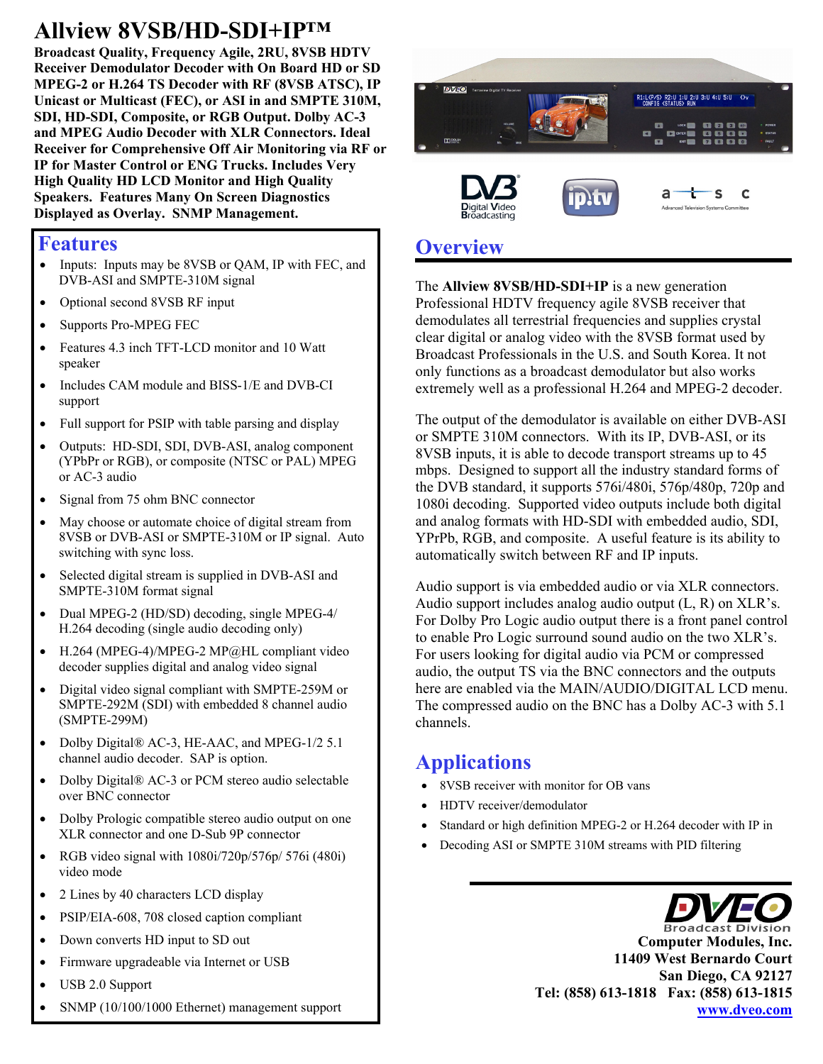# Allview 8VSB/HD-SDI+IP™

**Broadcast Quality, Frequency Agile, 2RU, 8VSB HDTV Receiver Demodulator Decoder with On Board HD or SD MPEG-2 or H.264 TS Decoder with RF (8VSB ATSC), IP Unicast or Multicast (FEC), or ASI in and SMPTE 310M, SDI, HD-SDI, Composite, or RGB Output. Dolby AC-3 and MPEG Audio Decoder with XLR Connectors. Ideal Receiver for Comprehensive Off Air Monitoring via RF or IP for Master Control or ENG Trucks. Includes Very High Quality HD LCD Monitor and High Quality Speakers. Features Many On Screen Diagnostics Displayed as Overlay. SNMP Management.**

## Features

- Inputs: Inputs may be 8VSB or QAM, IP with FEC, and DVB-ASI and SMPTE-310M signal
- Optional second 8VSB RF input
- Supports Pro-MPEG FEC
- Features 4.3 inch TFT-LCD monitor and 10 Watt speaker
- Includes CAM module and BISS-1/E and DVB-CI support
- Full support for PSIP with table parsing and display
- Outputs: HD-SDI, SDI, DVB-ASI, analog component (YPbPr or RGB), or composite (NTSC or PAL) MPEG or AC-3 audio
- Signal from 75 ohm BNC connector
- May choose or automate choice of digital stream from 8VSB or DVB-ASI or SMPTE-310M or IP signal. Auto switching with sync loss.
- Selected digital stream is supplied in DVB-ASI and SMPTE-310M format signal
- Dual MPEG-2 (HD/SD) decoding, single MPEG-4/ H.264 decoding (single audio decoding only)
- H.264 (MPEG-4)/MPEG-2 MP@HL compliant video decoder supplies digital and analog video signal
- Digital video signal compliant with SMPTE-259M or SMPTE-292M (SDI) with embedded 8 channel audio (SMPTE-299M)
- Dolby Digital® AC-3, HE-AAC, and MPEG-1/2 5.1 channel audio decoder. SAP is option.
- Dolby Digital® AC-3 or PCM stereo audio selectable over BNC connector
- Dolby Prologic compatible stereo audio output on one XLR connector and one D-Sub 9P connector
- RGB video signal with 1080i/720p/576p/ 576i (480i) video mode
- 2 Lines by 40 characters LCD display
- PSIP/EIA-608, 708 closed caption compliant
- Down converts HD input to SD out
- Firmware upgradeable via Internet or USB
- USB 2.0 Support
- SNMP (10/100/1000 Ethernet) management support

## Overview

The **Allview 8VSB/HD-SDI+IP** is a new generation Professional HDTV frequency agile 8VSB receiver that demodulates all terrestrial frequencies and supplies crystal clear digital or analog video with the 8VSB format used by Broadcast Professionals in the U.S. and South Korea. It not only functions as a broadcast demodulator but also works extremely well as a professional H.264 and MPEG-2 decoder.

The output of the demodulator is available on either DVB-ASI or SMPTE 310M connectors. With its IP, DVB-ASI, or its 8VSB inputs, it is able to decode transport streams up to 45 mbps. Designed to support all the industry standard forms of the DVB standard, it supports 576i/480i, 576p/480p, 720p and 1080i decoding. Supported video outputs include both digital and analog formats with HD-SDI with embedded audio, SDI, YPrPb, RGB, and composite. A useful feature is its ability to automatically switch between RF and IP inputs.

Audio support is via embedded audio or via XLR connectors. Audio support includes analog audio output (L, R) on XLR's. For Dolby Pro Logic audio output there is a front panel control to enable Pro Logic surround sound audio on the two XLR's. For users looking for digital audio via PCM or compressed audio, the output TS via the BNC connectors and the outputs here are enabled via the MAIN/AUDIO/DIGITAL LCD menu. The compressed audio on the BNC has a Dolby AC-3 with 5.1 channels.

## Applications

- 8VSB receiver with monitor for OB vans
- HDTV receiver/demodulator
- Standard or high definition MPEG-2 or H.264 decoder with IP in
- Decoding ASI or SMPTE 310M streams with PID filtering

**Computer Modules, Inc.**
**11409 West Bernardo Court**
**San Diego, CA 92127**
**Tel: (858) 613-1818 Fax: (858) 613-1815**
**www.dveo.com**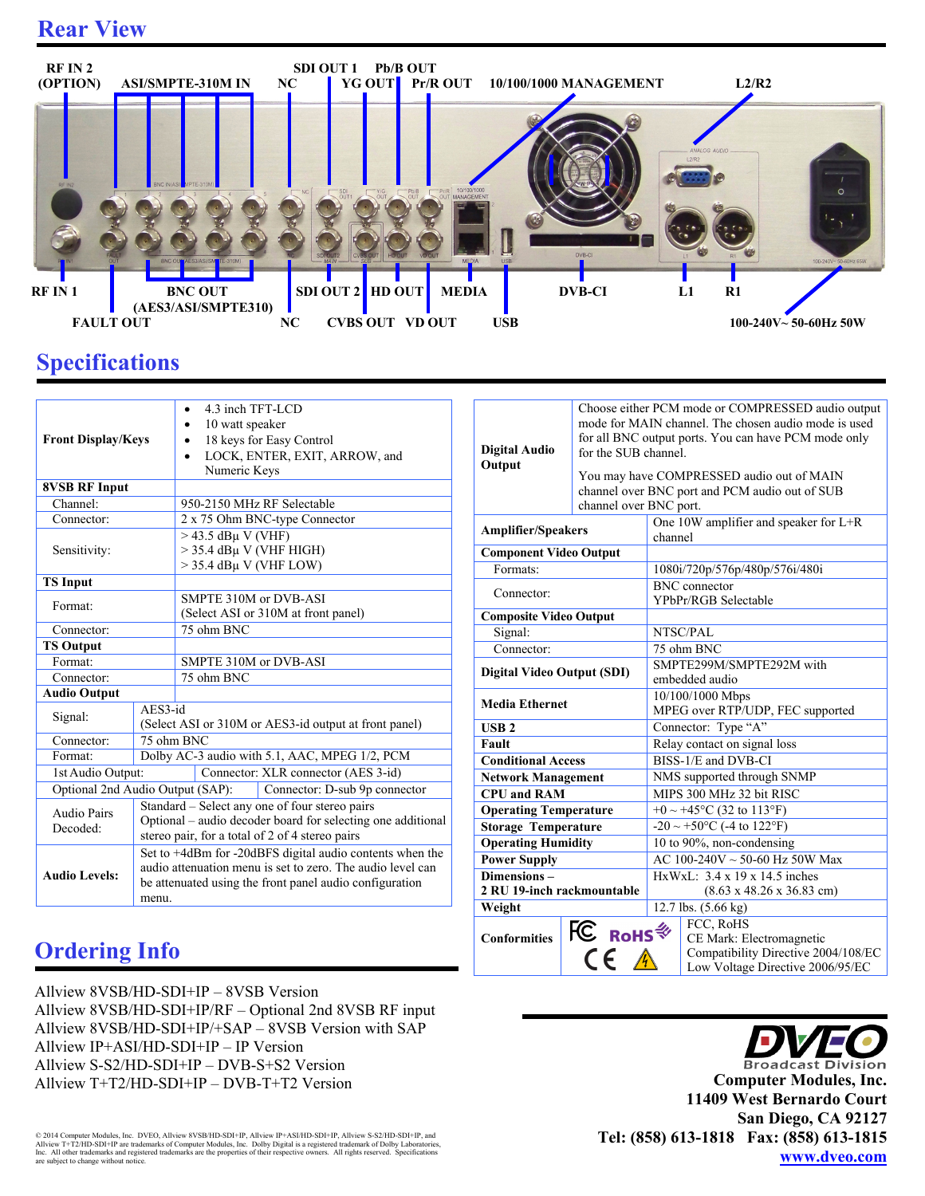# Rear View

RF IN 2 (OPTION)
ASI/SMPTE-310M IN
NC
SDI OUT 1
YG OUT
Pb/B OUT
Pr/R OUT
10/100/1000 MANAGEMENT
L2/R2

RF IN 1
FAULT OUT
BNC OUT (AES3/ASI/SMPTE310)
NC
SDI OUT 2
CVBS OUT
HD OUT
VD OUT
MEDIA
USB
DVB-CI
L1
R1
100-240V~ 50-60Hz 50W

# Specifications

| | | |
|---|---|---|
| **Front Display/Keys** | | • 4.3 inch TFT-LCD<br>• 10 watt speaker<br>• 18 keys for Easy Control<br>• LOCK, ENTER, EXIT, ARROW, and Numeric Keys |
| **8VSB RF Input** | | |
| Channel: | | 950-2150 MHz RF Selectable |
| Connector: | | 2 x 75 Ohm BNC-type Connector |
| Sensitivity: | | > 43.5 dBμ V (VHF)<br>> 35.4 dBμ V (VHF HIGH)<br>> 35.4 dBμ V (VHF LOW) |
| **TS Input** | | |
| Format: | | SMPTE 310M or DVB-ASI<br>(Select ASI or 310M at front panel) |
| Connector: | | 75 ohm BNC |
| **TS Output** | | |
| Format: | | SMPTE 310M or DVB-ASI |
| Connector: | | 75 ohm BNC |
| **Audio Output** | | |
| Signal: | AES3-id<br>(Select ASI or 310M or AES3-id output at front panel) | |
| Connector: | 75 ohm BNC | |
| Format: | Dolby AC-3 audio with 5.1, AAC, MPEG 1/2, PCM | |
| 1st Audio Output: | Connector: XLR connector (AES 3-id) | |
| Optional 2nd Audio Output (SAP): | Connector: D-sub 9p connector | |
| Audio Pairs Decoded: | Standard – Select any one of four stereo pairs<br>Optional – audio decoder board for selecting one additional stereo pair, for a total of 2 of 4 stereo pairs | |
| **Audio Levels:** | Set to +4dBm for -20dBFS digital audio contents when the audio attenuation menu is set to zero. The audio level can be attenuated using the front panel audio configuration menu. | |

| | |
|---|---|
| **Digital Audio Output** | Choose either PCM mode or COMPRESSED audio output mode for MAIN channel. The chosen audio mode is used for all BNC output ports. You can have PCM mode only for the SUB channel.<br><br>You may have COMPRESSED audio out of MAIN channel over BNC port and PCM audio out of SUB channel over BNC port. |
| **Amplifier/Speakers** | One 10W amplifier and speaker for L+R channel |
| **Component Video Output** | |
| Formats: | 1080i/720p/576p/480p/576i/480i |
| Connector: | BNC connector<br>YPbPr/RGB Selectable |
| **Composite Video Output** | |
| Signal: | NTSC/PAL |
| Connector: | 75 ohm BNC |
| **Digital Video Output (SDI)** | SMPTE299M/SMPTE292M with embedded audio |
| **Media Ethernet** | 10/100/1000 Mbps<br>MPEG over RTP/UDP, FEC supported |
| **USB 2** | Connector: Type “A” |
| **Fault** | Relay contact on signal loss |
| **Conditional Access** | BISS-1/E and DVB-CI |
| **Network Management** | NMS supported through SNMP |
| **CPU and RAM** | MIPS 300 MHz 32 bit RISC |
| **Operating Temperature** | +0 ~ +45°C (32 to 113°F) |
| **Storage Temperature** | -20 ~ +50°C (-4 to 122°F) |
| **Operating Humidity** | 10 to 90%, non-condensing |
| **Power Supply** | AC 100-240V ~ 50-60 Hz 50W Max |
| **Dimensions –**<br>**2 RU 19-inch rackmountable** | HxWxL: 3.4 x 19 x 14.5 inches<br>(8.63 x 48.26 x 36.83 cm) |
| **Weight** | 12.7 lbs. (5.66 kg) |
| **Conformities** | FCC, RoHS<br>CE Mark: Electromagnetic Compatibility Directive 2004/108/EC<br>Low Voltage Directive 2006/95/EC |

# Ordering Info

Allview 8VSB/HD-SDI+IP – 8VSB Version
Allview 8VSB/HD-SDI+IP/RF – Optional 2nd 8VSB RF input
Allview 8VSB/HD-SDI+IP/+SAP – 8VSB Version with SAP
Allview IP+ASI/HD-SDI+IP – IP Version
Allview S-S2/HD-SDI+IP – DVB-S+S2 Version
Allview T+T2/HD-SDI+IP – DVB-T+T2 Version

© 2014 Computer Modules, Inc. DVEO, Allview 8VSB/HD-SDI+IP, Allview IP+ASI/HD-SDI+IP, Allview S-S2/HD-SDI+IP, and Allview T+T2/HD-SDI+IP are trademarks of Computer Modules, Inc. Dolby Digital is a registered trademark of Dolby Laboratories, Inc. All other trademarks and registered trademarks are the properties of their respective owners. All rights reserved. Specifications are subject to change without notice.

DVEO Broadcast Division
**Computer Modules, Inc.**
**11409 West Bernardo Court**
**San Diego, CA 92127**
**Tel: (858) 613-1818 Fax: (858) 613-1815**
**www.dveo.com**